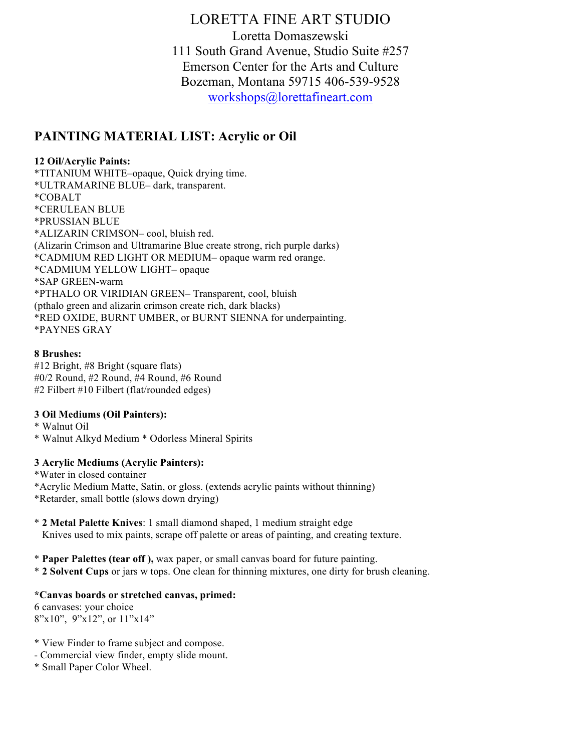# LORETTA FINE ART STUDIO

Loretta Domaszewski
111 South Grand Avenue, Studio Suite #257
Emerson Center for the Arts and Culture
Bozeman, Montana 59715 406-539-9528
workshops@lorettafineart.com

## PAINTING MATERIAL LIST: Acrylic or Oil

**12 Oil/Acrylic Paints:**
*TITANIUM WHITE–opaque, Quick drying time.
*ULTRAMARINE BLUE– dark, transparent.
*COBALT
*CERULEAN BLUE
*PRUSSIAN BLUE
*ALIZARIN CRIMSON– cool, bluish red.
(Alizarin Crimson and Ultramarine Blue create strong, rich purple darks)
*CADMIUM RED LIGHT OR MEDIUM– opaque warm red orange.
*CADMIUM YELLOW LIGHT– opaque
*SAP GREEN-warm
*PTHALO OR VIRIDIAN GREEN– Transparent, cool, bluish
(pthalo green and alizarin crimson create rich, dark blacks)
*RED OXIDE, BURNT UMBER, or BURNT SIENNA for underpainting.
*PAYNES GRAY

**8 Brushes:**
#12 Bright, #8 Bright (square flats)
#0/2 Round, #2 Round, #4 Round, #6 Round
#2 Filbert #10 Filbert (flat/rounded edges)

**3 Oil Mediums (Oil Painters):**
* Walnut Oil
* Walnut Alkyd Medium * Odorless Mineral Spirits

**3 Acrylic Mediums (Acrylic Painters):**
*Water in closed container
*Acrylic Medium Matte, Satin, or gloss. (extends acrylic paints without thinning)
*Retarder, small bottle (slows down drying)

* **2 Metal Palette Knives**: 1 small diamond shaped, 1 medium straight edge
  Knives used to mix paints, scrape off palette or areas of painting, and creating texture.

* **Paper Palettes (tear off ),** wax paper, or small canvas board for future painting.
* **2 Solvent Cups** or jars w tops. One clean for thinning mixtures, one dirty for brush cleaning.

**\*Canvas boards or stretched canvas, primed:**
6 canvases: your choice
8"x10", 9"x12", or 11"x14"

* View Finder to frame subject and compose.
- Commercial view finder, empty slide mount.
* Small Paper Color Wheel.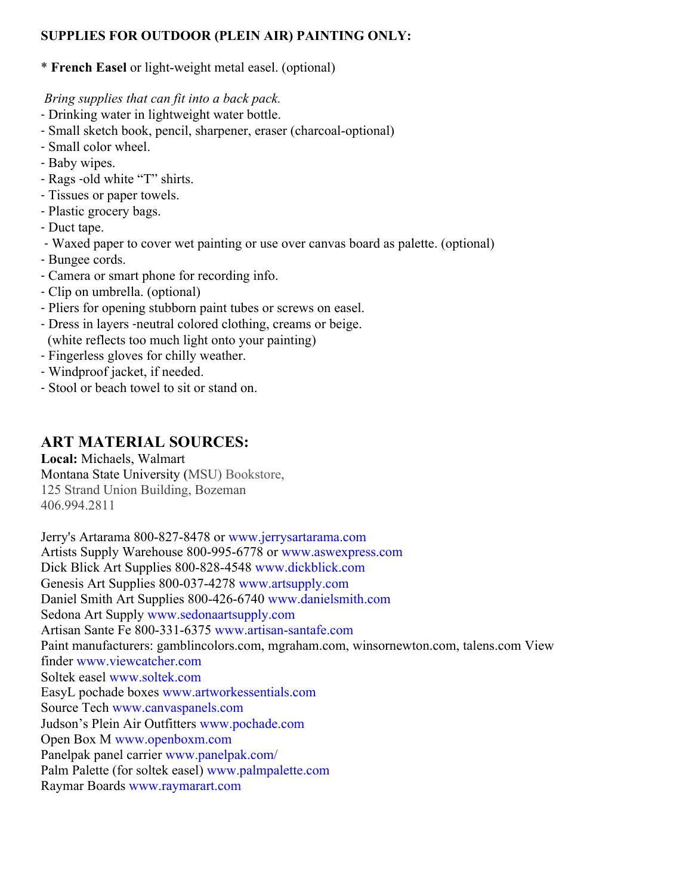**SUPPLIES FOR OUTDOOR (PLEIN AIR) PAINTING ONLY:**

* **French Easel** or light-weight metal easel. (optional)

*Bring supplies that can fit into a back pack.*

- Drinking water in lightweight water bottle.
- Small sketch book, pencil, sharpener, eraser (charcoal-optional)
- Small color wheel.
- Baby wipes.
- Rags -old white "T" shirts.
- Tissues or paper towels.
- Plastic grocery bags.
- Duct tape.
- Waxed paper to cover wet painting or use over canvas board as palette. (optional)
- Bungee cords.
- Camera or smart phone for recording info.
- Clip on umbrella. (optional)
- Pliers for opening stubborn paint tubes or screws on easel.
- Dress in layers -neutral colored clothing, creams or beige. (white reflects too much light onto your painting)
- Fingerless gloves for chilly weather.
- Windproof jacket, if needed.
- Stool or beach towel to sit or stand on.

## ART MATERIAL SOURCES:

**Local:** Michaels, Walmart
Montana State University (MSU) Bookstore,
125 Strand Union Building, Bozeman
406.994.2811

Jerry's Artarama 800-827-8478 or www.jerrysartarama.com
Artists Supply Warehouse 800-995-6778 or www.aswexpress.com
Dick Blick Art Supplies 800-828-4548 www.dickblick.com
Genesis Art Supplies 800-037-4278 www.artsupply.com
Daniel Smith Art Supplies 800-426-6740 www.danielsmith.com
Sedona Art Supply www.sedonaartsupply.com
Artisan Sante Fe 800-331-6375 www.artisan-santafe.com
Paint manufacturers: gamblincolors.com, mgraham.com, winsornewton.com, talens.com View finder www.viewcatcher.com
Soltek easel www.soltek.com
EasyL pochade boxes www.artworkessentials.com
Source Tech www.canvaspanels.com
Judson's Plein Air Outfitters www.pochade.com
Open Box M www.openboxm.com
Panelpak panel carrier www.panelpak.com/
Palm Palette (for soltek easel) www.palmpalette.com
Raymar Boards www.raymarart.com